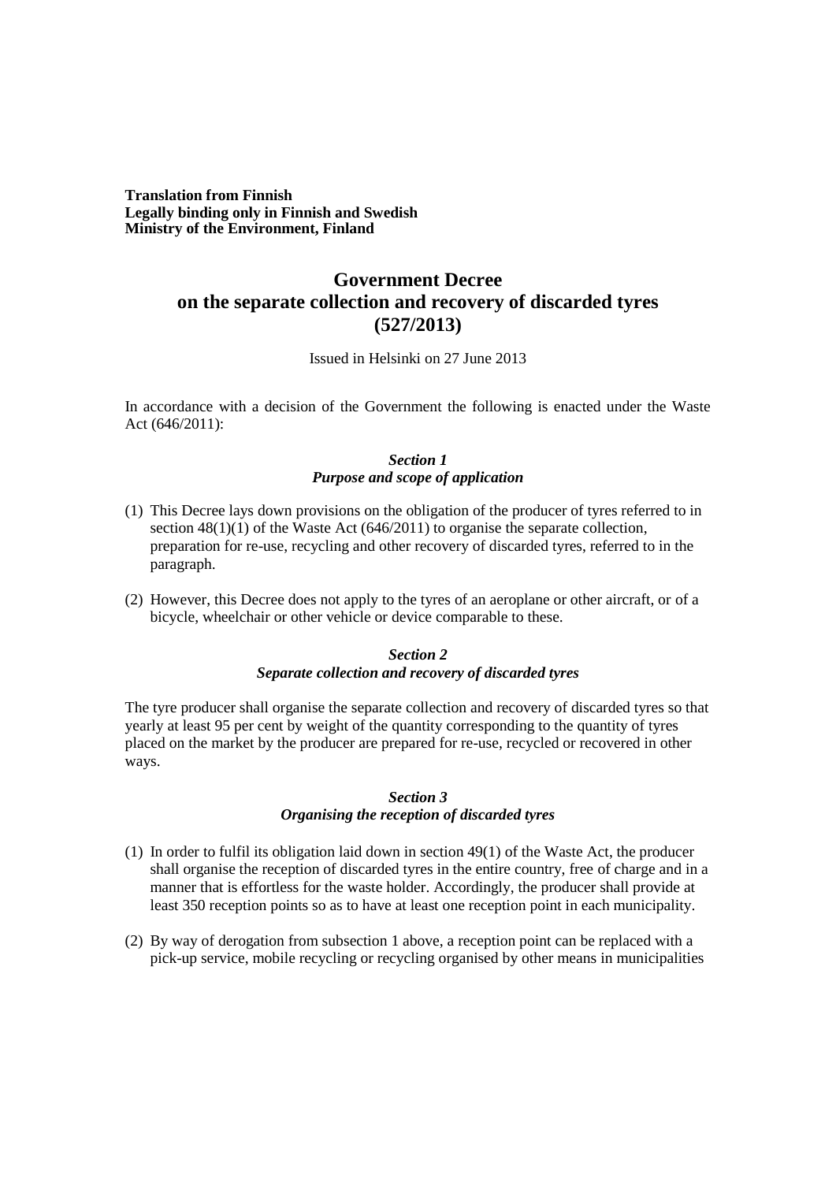**Translation from Finnish**
**Legally binding only in Finnish and Swedish**
**Ministry of the Environment, Finland**

# Government Decree on the separate collection and recovery of discarded tyres (527/2013)

Issued in Helsinki on 27 June 2013

In accordance with a decision of the Government the following is enacted under the Waste Act (646/2011):

### *Section 1*
### *Purpose and scope of application*

(1) This Decree lays down provisions on the obligation of the producer of tyres referred to in section 48(1)(1) of the Waste Act (646/2011) to organise the separate collection, preparation for re-use, recycling and other recovery of discarded tyres, referred to in the paragraph.

(2) However, this Decree does not apply to the tyres of an aeroplane or other aircraft, or of a bicycle, wheelchair or other vehicle or device comparable to these.

### *Section 2*
### *Separate collection and recovery of discarded tyres*

The tyre producer shall organise the separate collection and recovery of discarded tyres so that yearly at least 95 per cent by weight of the quantity corresponding to the quantity of tyres placed on the market by the producer are prepared for re-use, recycled or recovered in other ways.

### *Section 3*
### *Organising the reception of discarded tyres*

(1) In order to fulfil its obligation laid down in section 49(1) of the Waste Act, the producer shall organise the reception of discarded tyres in the entire country, free of charge and in a manner that is effortless for the waste holder. Accordingly, the producer shall provide at least 350 reception points so as to have at least one reception point in each municipality.

(2) By way of derogation from subsection 1 above, a reception point can be replaced with a pick-up service, mobile recycling or recycling organised by other means in municipalities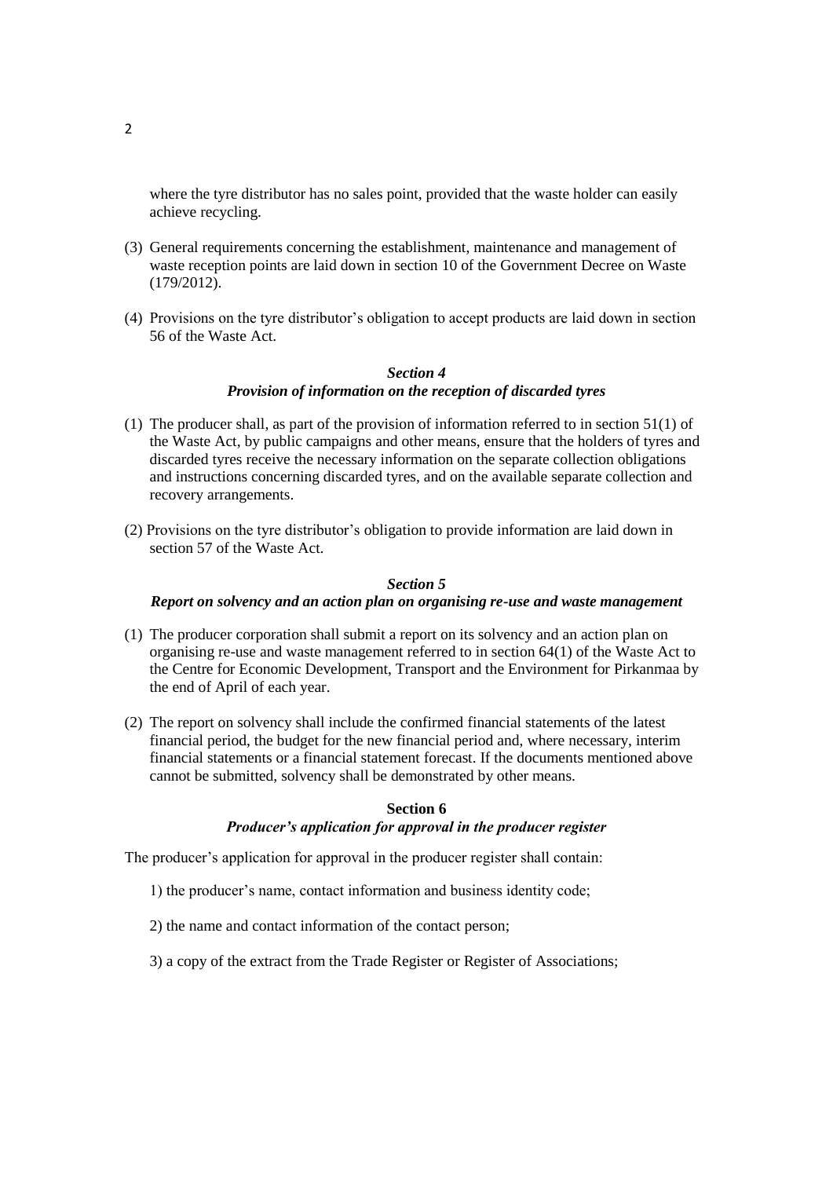where the tyre distributor has no sales point, provided that the waste holder can easily achieve recycling.

(3) General requirements concerning the establishment, maintenance and management of waste reception points are laid down in section 10 of the Government Decree on Waste (179/2012).

(4) Provisions on the tyre distributor's obligation to accept products are laid down in section 56 of the Waste Act.

### *Section 4*
### *Provision of information on the reception of discarded tyres*

(1) The producer shall, as part of the provision of information referred to in section 51(1) of the Waste Act, by public campaigns and other means, ensure that the holders of tyres and discarded tyres receive the necessary information on the separate collection obligations and instructions concerning discarded tyres, and on the available separate collection and recovery arrangements.

(2) Provisions on the tyre distributor's obligation to provide information are laid down in section 57 of the Waste Act.

### *Section 5*
### *Report on solvency and an action plan on organising re-use and waste management*

(1) The producer corporation shall submit a report on its solvency and an action plan on organising re-use and waste management referred to in section 64(1) of the Waste Act to the Centre for Economic Development, Transport and the Environment for Pirkanmaa by the end of April of each year.

(2) The report on solvency shall include the confirmed financial statements of the latest financial period, the budget for the new financial period and, where necessary, interim financial statements or a financial statement forecast. If the documents mentioned above cannot be submitted, solvency shall be demonstrated by other means.

### **Section 6**
### *Producer's application for approval in the producer register*

The producer's application for approval in the producer register shall contain:

1) the producer's name, contact information and business identity code;

2) the name and contact information of the contact person;

3) a copy of the extract from the Trade Register or Register of Associations;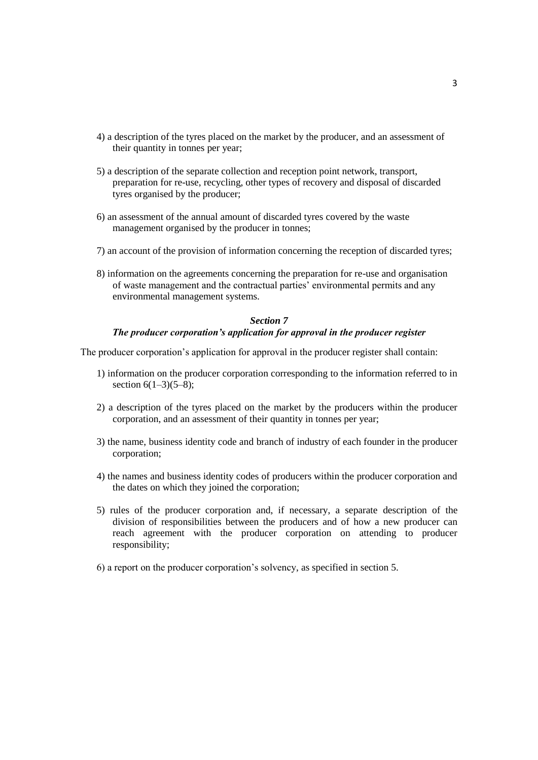4) a description of the tyres placed on the market by the producer, and an assessment of their quantity in tonnes per year;

5) a description of the separate collection and reception point network, transport, preparation for re-use, recycling, other types of recovery and disposal of discarded tyres organised by the producer;

6) an assessment of the annual amount of discarded tyres covered by the waste management organised by the producer in tonnes;

7) an account of the provision of information concerning the reception of discarded tyres;

8) information on the agreements concerning the preparation for re-use and organisation of waste management and the contractual parties' environmental permits and any environmental management systems.

### *Section 7*
### *The producer corporation's application for approval in the producer register*

The producer corporation's application for approval in the producer register shall contain:

1) information on the producer corporation corresponding to the information referred to in section 6(1–3)(5–8);

2) a description of the tyres placed on the market by the producers within the producer corporation, and an assessment of their quantity in tonnes per year;

3) the name, business identity code and branch of industry of each founder in the producer corporation;

4) the names and business identity codes of producers within the producer corporation and the dates on which they joined the corporation;

5) rules of the producer corporation and, if necessary, a separate description of the division of responsibilities between the producers and of how a new producer can reach agreement with the producer corporation on attending to producer responsibility;

6) a report on the producer corporation's solvency, as specified in section 5.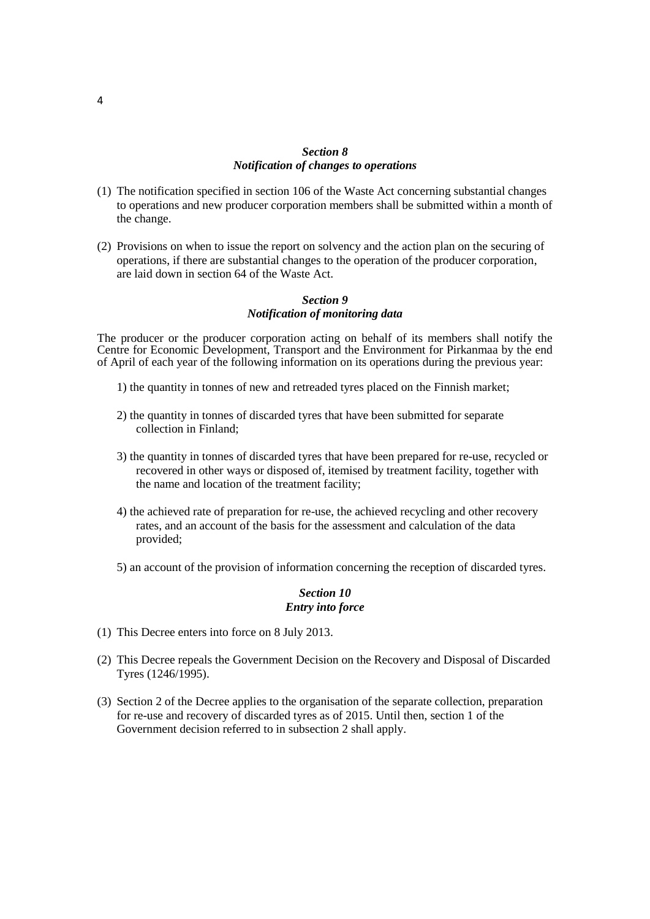### *Section 8*
### *Notification of changes to operations*

(1) The notification specified in section 106 of the Waste Act concerning substantial changes to operations and new producer corporation members shall be submitted within a month of the change.

(2) Provisions on when to issue the report on solvency and the action plan on the securing of operations, if there are substantial changes to the operation of the producer corporation, are laid down in section 64 of the Waste Act.

### *Section 9*
### *Notification of monitoring data*

The producer or the producer corporation acting on behalf of its members shall notify the Centre for Economic Development, Transport and the Environment for Pirkanmaa by the end of April of each year of the following information on its operations during the previous year:

1) the quantity in tonnes of new and retreaded tyres placed on the Finnish market;

2) the quantity in tonnes of discarded tyres that have been submitted for separate collection in Finland;

3) the quantity in tonnes of discarded tyres that have been prepared for re-use, recycled or recovered in other ways or disposed of, itemised by treatment facility, together with the name and location of the treatment facility;

4) the achieved rate of preparation for re-use, the achieved recycling and other recovery rates, and an account of the basis for the assessment and calculation of the data provided;

5) an account of the provision of information concerning the reception of discarded tyres.

### *Section 10*
### *Entry into force*

(1) This Decree enters into force on 8 July 2013.

(2) This Decree repeals the Government Decision on the Recovery and Disposal of Discarded Tyres (1246/1995).

(3) Section 2 of the Decree applies to the organisation of the separate collection, preparation for re-use and recovery of discarded tyres as of 2015. Until then, section 1 of the Government decision referred to in subsection 2 shall apply.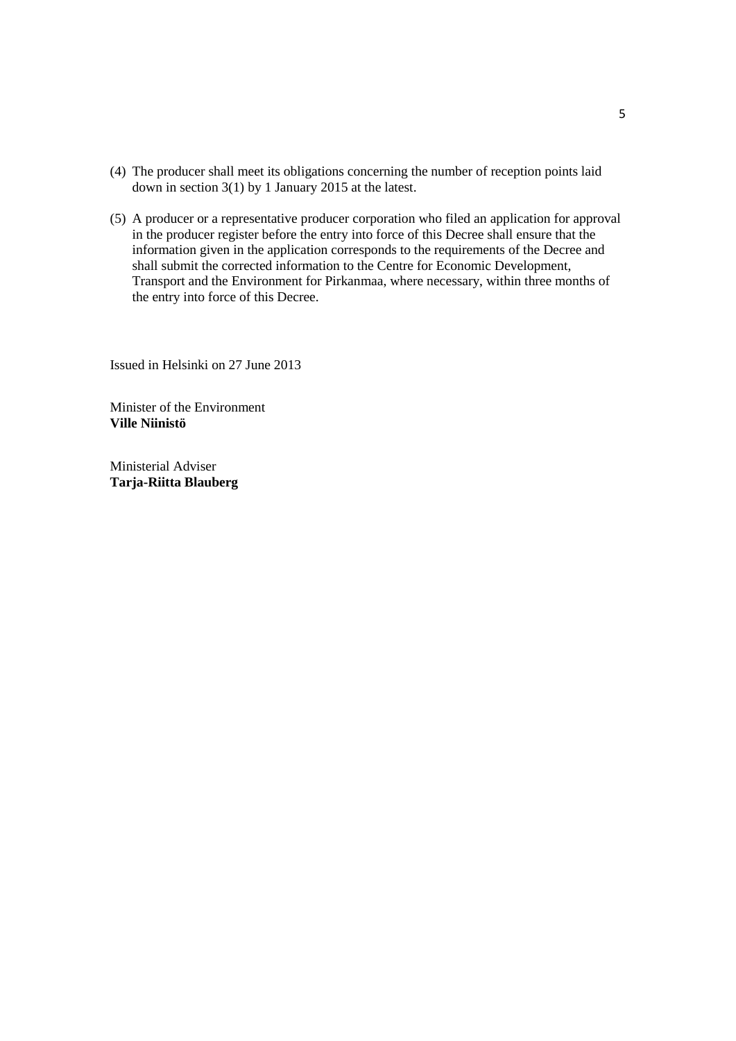(4) The producer shall meet its obligations concerning the number of reception points laid down in section 3(1) by 1 January 2015 at the latest.

(5) A producer or a representative producer corporation who filed an application for approval in the producer register before the entry into force of this Decree shall ensure that the information given in the application corresponds to the requirements of the Decree and shall submit the corrected information to the Centre for Economic Development, Transport and the Environment for Pirkanmaa, where necessary, within three months of the entry into force of this Decree.

Issued in Helsinki on 27 June 2013

Minister of the Environment
**Ville Niinistö**

Ministerial Adviser
**Tarja-Riitta Blauberg**